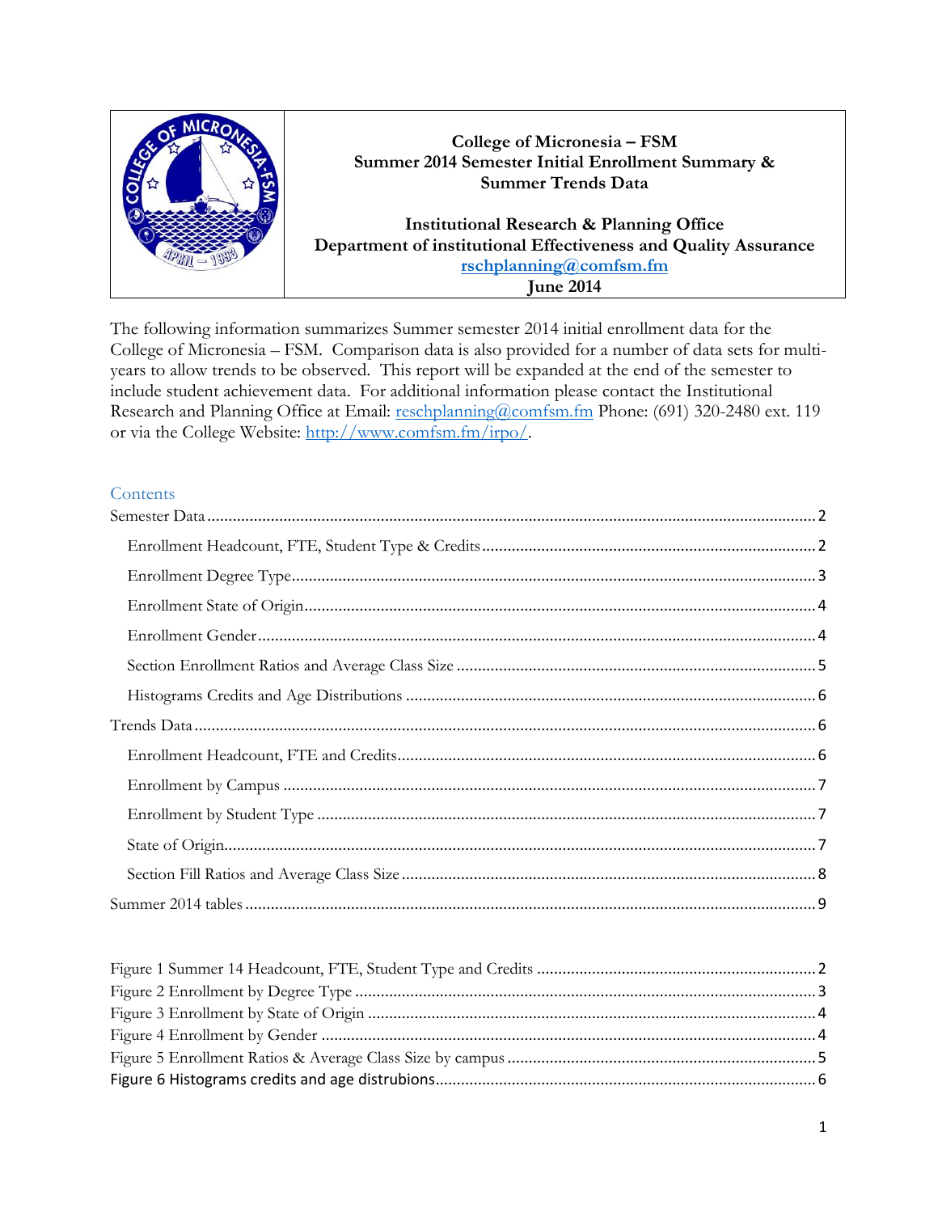**College of Micronesia – FSM**
**Summer 2014 Semester Initial Enrollment Summary & Summer Trends Data**

**Institutional Research & Planning Office**
**Department of institutional Effectiveness and Quality Assurance**
**rschplanning@comfsm.fm**
**June 2014**

The following information summarizes Summer semester 2014 initial enrollment data for the College of Micronesia – FSM. Comparison data is also provided for a number of data sets for multi-years to allow trends to be observed. This report will be expanded at the end of the semester to include student achievement data. For additional information please contact the Institutional Research and Planning Office at Email: reschplanning@comfsm.fm Phone: (691) 320-2480 ext. 119 or via the College Website: http://www.comfsm.fm/irpo/.

## Contents

- Semester Data ..... 2
  - Enrollment Headcount, FTE, Student Type & Credits ..... 2
  - Enrollment Degree Type ..... 3
  - Enrollment State of Origin ..... 4
  - Enrollment Gender ..... 4
  - Section Enrollment Ratios and Average Class Size ..... 5
  - Histograms Credits and Age Distributions ..... 6
- Trends Data ..... 6
  - Enrollment Headcount, FTE and Credits ..... 6
  - Enrollment by Campus ..... 7
  - Enrollment by Student Type ..... 7
  - State of Origin ..... 7
  - Section Fill Ratios and Average Class Size ..... 8
- Summer 2014 tables ..... 9

- Figure 1 Summer 14 Headcount, FTE, Student Type and Credits ..... 2
- Figure 2 Enrollment by Degree Type ..... 3
- Figure 3 Enrollment by State of Origin ..... 4
- Figure 4 Enrollment by Gender ..... 4
- Figure 5 Enrollment Ratios & Average Class Size by campus ..... 5
- Figure 6 Histograms credits and age distrubions ..... 6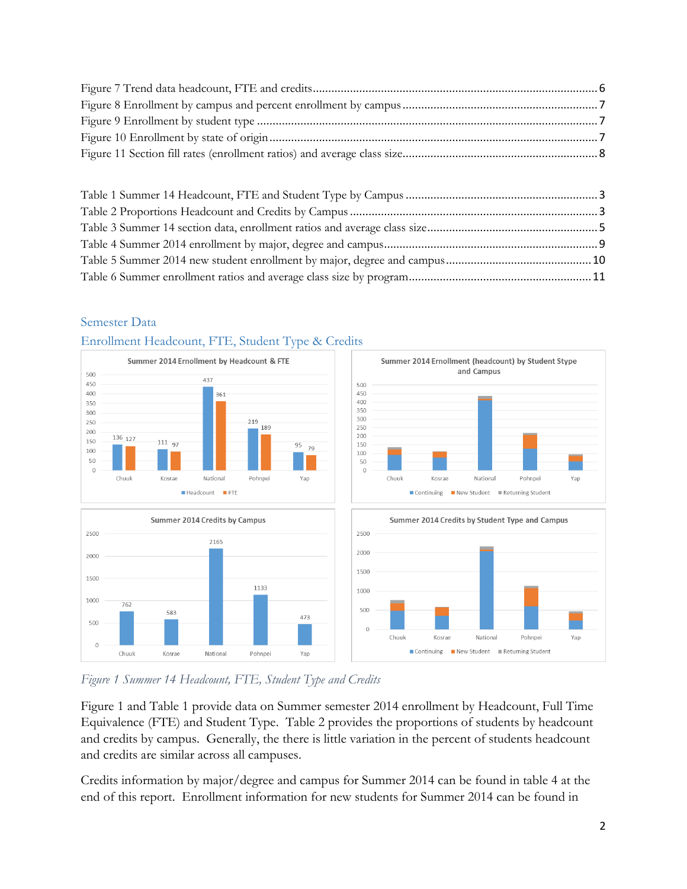Figure 7 Trend data headcount, FTE and credits.......................................................................................6
Figure 8 Enrollment by campus and percent enrollment by campus ...........................................................7
Figure 9 Enrollment by student type .......................................................................................................7
Figure 10 Enrollment by state of origin....................................................................................................7
Figure 11 Section fill rates (enrollment ratios) and average class size.........................................................8

Table 1 Summer 14 Headcount, FTE and Student Type by Campus ..........................................................3
Table 2 Proportions Headcount and Credits by Campus ............................................................................3
Table 3 Summer 14 section data, enrollment ratios and average class size...................................................5
Table 4 Summer 2014 enrollment by major, degree and campus.................................................................9
Table 5 Summer 2014 new student enrollment by major, degree and campus..........................................10
Table 6 Summer enrollment ratios and average class size by program.......................................................11

## Semester Data

### Enrollment Headcount, FTE, Student Type & Credits

Summer 2014 Enrollment by Headcount & FTE

500
450
400
350
300
250
200
150
100
50
0

136 127
111 97
437 361
219 189
95 79

Chuuk Kosrae National Pohnpei Yap

Headcount FTE

Summer 2014 Enrollment (headcount) by Student Stype and Campus

500
450
400
350
300
250
200
150
100
50
0

Chuuk Kosrae National Pohnpei Yap

Continuing New Student Returning Student

Summer 2014 Credits by Campus

2500
2000
1500
1000
500
0

762
583
2165
1133
473

Chuuk Kosrae National Pohnpei Yap

Summer 2014 Credits by Student Type and Campus

2500
2000
1500
1000
500
0

Chuuk Kosrae National Pohnpei Yap

Continuing New Student Returning Student

*Figure 1 Summer 14 Headcount, FTE, Student Type and Credits*

Figure 1 and Table 1 provide data on Summer semester 2014 enrollment by Headcount, Full Time Equivalence (FTE) and Student Type. Table 2 provides the proportions of students by headcount and credits by campus. Generally, the there is little variation in the percent of students headcount and credits are similar across all campuses.

Credits information by major/degree and campus for Summer 2014 can be found in table 4 at the end of this report. Enrollment information for new students for Summer 2014 can be found in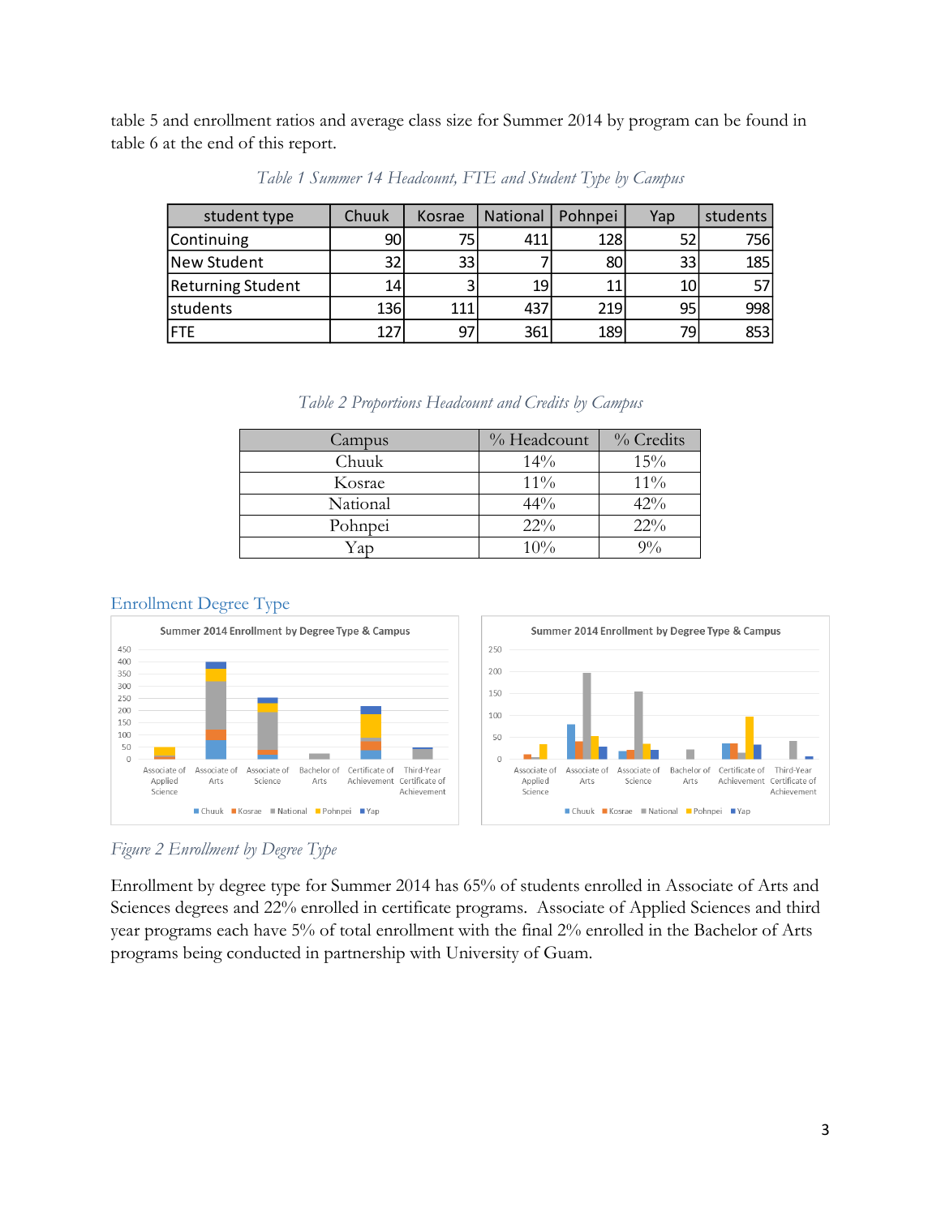table 5 and enrollment ratios and average class size for Summer 2014 by program can be found in table 6 at the end of this report.

*Table 1 Summer 14 Headcount, FTE and Student Type by Campus*

| student type | Chuuk | Kosrae | National | Pohnpei | Yap | students |
|---|---|---|---|---|---|---|
| Continuing | 90 | 75 | 411 | 128 | 52 | 756 |
| New Student | 32 | 33 | 7 | 80 | 33 | 185 |
| Returning Student | 14 | 3 | 19 | 11 | 10 | 57 |
| students | 136 | 111 | 437 | 219 | 95 | 998 |
| FTE | 127 | 97 | 361 | 189 | 79 | 853 |

*Table 2 Proportions Headcount and Credits by Campus*

| Campus | % Headcount | % Credits |
|---|---|---|
| Chuuk | 14% | 15% |
| Kosrae | 11% | 11% |
| National | 44% | 42% |
| Pohnpei | 22% | 22% |
| Yap | 10% | 9% |

## Enrollment Degree Type

Summer 2014 Enrollment by Degree Type & Campus

450
400
350
300
250
200
150
100
50
0

Associate of Applied Science
Associate of Arts
Associate of Science
Bachelor of Arts
Certificate of Achievement
Third-Year Certificate of Achievement

Chuuk Kosrae National Pohnpei Yap

Summer 2014 Enrollment by Degree Type & Campus

250
200
150
100
50
0

Associate of Applied Science
Associate of Arts
Associate of Science
Bachelor of Arts
Certificate of Achievement
Third-Year Certificate of Achievement

Chuuk Kosrae National Pohnpei Yap

*Figure 2 Enrollment by Degree Type*

Enrollment by degree type for Summer 2014 has 65% of students enrolled in Associate of Arts and Sciences degrees and 22% enrolled in certificate programs. Associate of Applied Sciences and third year programs each have 5% of total enrollment with the final 2% enrolled in the Bachelor of Arts programs being conducted in partnership with University of Guam.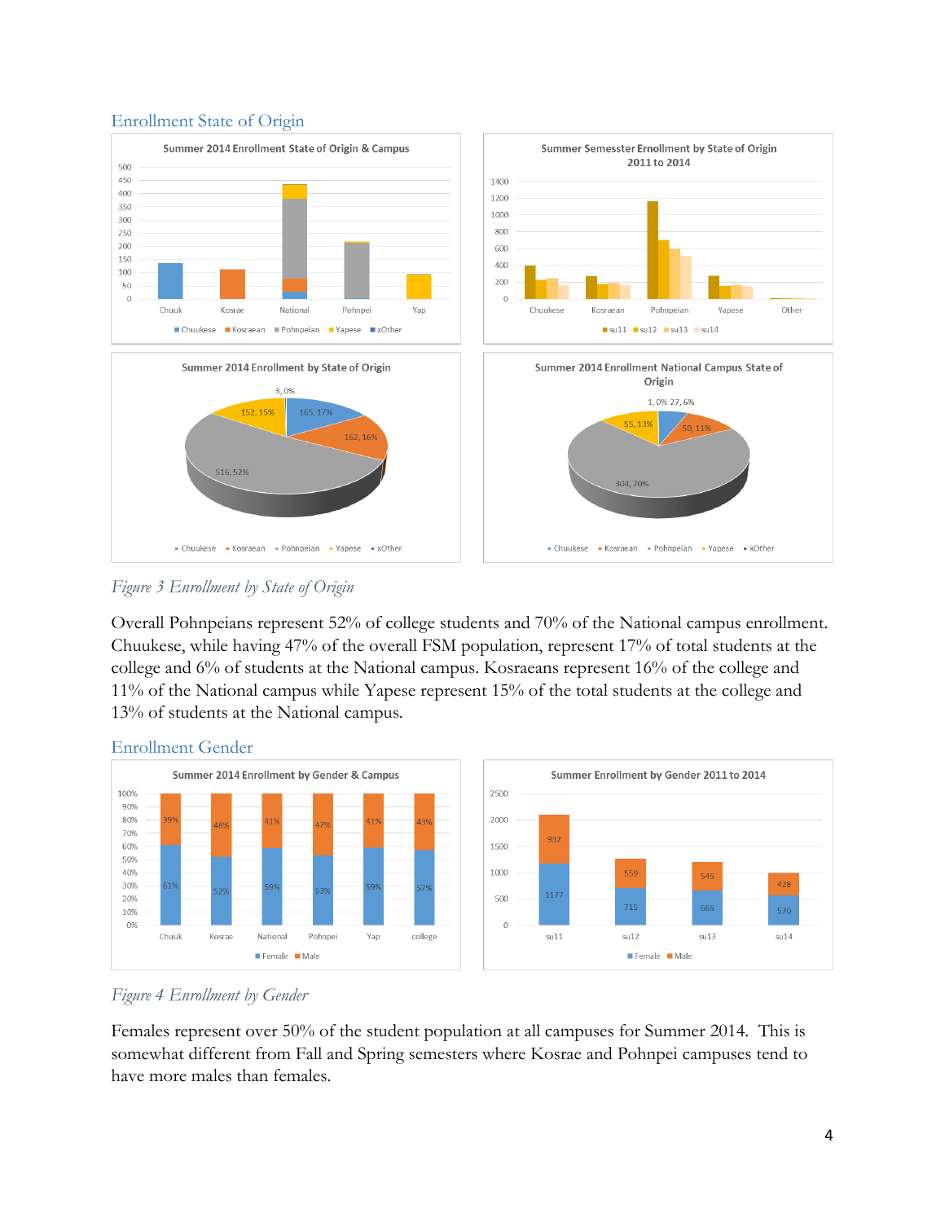## Enrollment State of Origin

Summer 2014 Enrollment State of Origin & Campus

500
450
400
350
300
250
200
150
100
50
0

Chuuk Kosrae National Pohnpei Yap

Chuukese Kosraean Pohnpeian Yapese xOther

Summer Semesster Ernollment by State of Origin 2011 to 2014

1400
1200
1000
800
600
400
200
0

Chuukese Kosraean Pohnpeian Yapese Other

su11 su12 su13 su14

Summer 2014 Enrollment by State of Origin

3, 0%
152, 15%
165, 17%
162, 16%
516, 52%

Chuukese Kosraean Pohnpeian Yapese xOther

Summer 2014 Enrollment National Campus State of Origin

1, 0% 27, 6%
55, 13%
50, 11%
304, 70%

Chuukese Kosraean Pohnpeian Yapese xOther

*Figure 3 Enrollment by State of Origin*

Overall Pohnpeians represent 52% of college students and 70% of the National campus enrollment. Chuukese, while having 47% of the overall FSM population, represent 17% of total students at the college and 6% of students at the National campus. Kosraeans represent 16% of the college and 11% of the National campus while Yapese represent 15% of the total students at the college and 13% of students at the National campus.

## Enrollment Gender

Summer 2014 Enrollment by Gender & Campus

100%
90%
80%
70%
60%
50%
40%
30%
20%
10%
0%

39% 48% 41% 47% 41% 43%
61% 52% 59% 53% 59% 57%

Chuuk Kosrae National Pohnpei Yap college

Female Male

Summer Enrollment by Gender 2011 to 2014

2500
2000
1500
1000
500
0

932 559 545 428
1177 715 665 570

su11 su12 su13 su14

Female Male

*Figure 4 Enrollment by Gender*

Females represent over 50% of the student population at all campuses for Summer 2014. This is somewhat different from Fall and Spring semesters where Kosrae and Pohnpei campuses tend to have more males than females.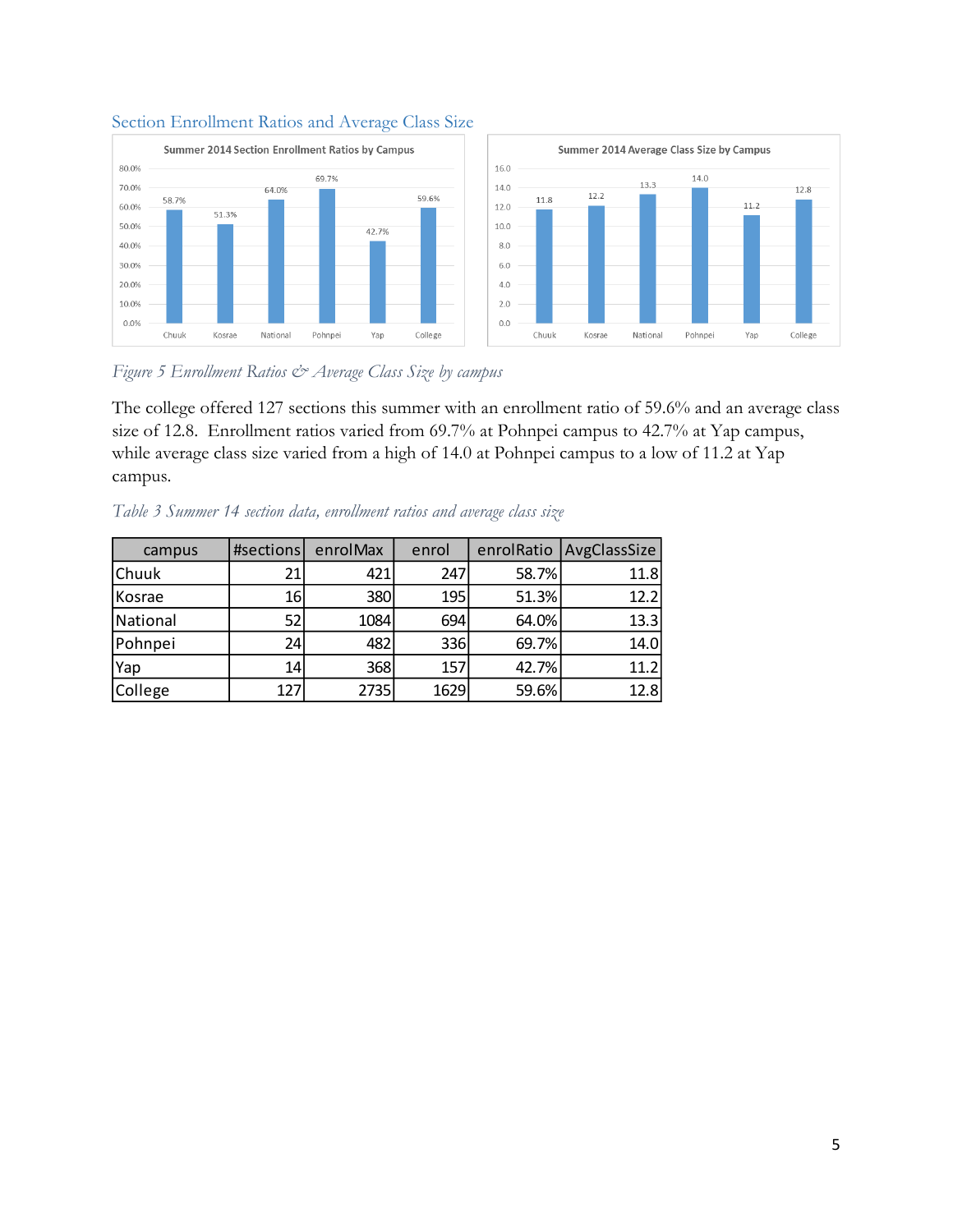## Section Enrollment Ratios and Average Class Size

Summer 2014 Section Enrollment Ratios by Campus

80.0%
70.0%
60.0%
50.0%
40.0%
30.0%
20.0%
10.0%
0.0%

58.7% 51.3% 64.0% 69.7% 42.7% 59.6%

Chuuk Kosrae National Pohnpei Yap College

Summer 2014 Average Class Size by Campus

16.0
14.0
12.0
10.0
8.0
6.0
4.0
2.0
0.0

11.8 12.2 13.3 14.0 11.2 12.8

Chuuk Kosrae National Pohnpei Yap College

*Figure 5 Enrollment Ratios & Average Class Size by campus*

The college offered 127 sections this summer with an enrollment ratio of 59.6% and an average class size of 12.8. Enrollment ratios varied from 69.7% at Pohnpei campus to 42.7% at Yap campus, while average class size varied from a high of 14.0 at Pohnpei campus to a low of 11.2 at Yap campus.

*Table 3 Summer 14 section data, enrollment ratios and average class size*

| campus | #sections | enrolMax | enrol | enrolRatio | AvgClassSize |
|---|---|---|---|---|---|
| Chuuk | 21 | 421 | 247 | 58.7% | 11.8 |
| Kosrae | 16 | 380 | 195 | 51.3% | 12.2 |
| National | 52 | 1084 | 694 | 64.0% | 13.3 |
| Pohnpei | 24 | 482 | 336 | 69.7% | 14.0 |
| Yap | 14 | 368 | 157 | 42.7% | 11.2 |
| College | 127 | 2735 | 1629 | 59.6% | 12.8 |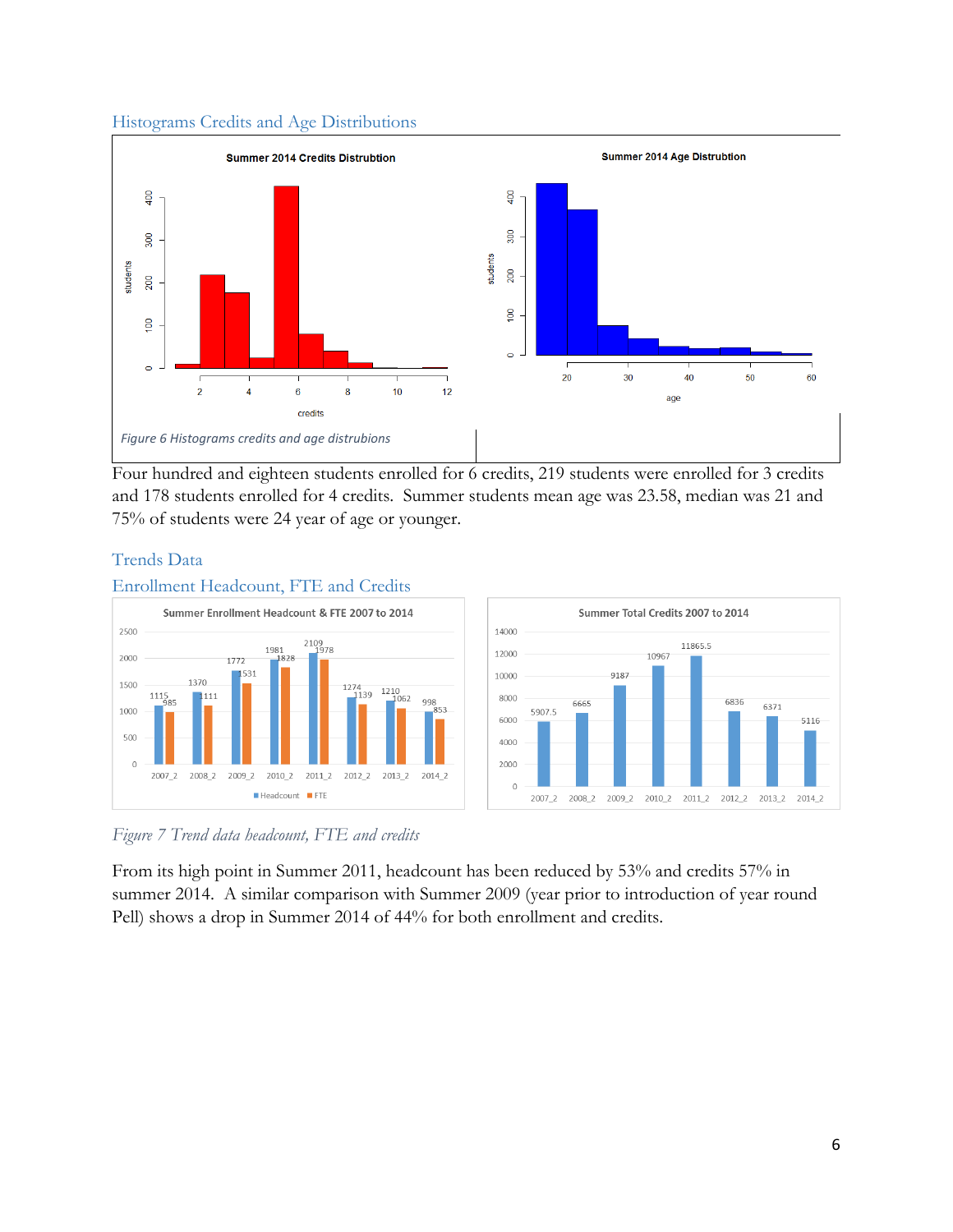## Histograms Credits and Age Distributions

Summer 2014 Credits Distrubtion

students

0
100
200
300
400

2
4
6
8
10
12

credits

Summer 2014 Age Distrubtion

students

0
100
200
300
400

20
30
40
50
60

age

*Figure 6 Histograms credits and age distrubions*

Four hundred and eighteen students enrolled for 6 credits, 219 students were enrolled for 3 credits and 178 students enrolled for 4 credits. Summer students mean age was 23.58, median was 21 and 75% of students were 24 year of age or younger.

## Trends Data

### Enrollment Headcount, FTE and Credits

Summer Enrollment Headcount & FTE 2007 to 2014

0
500
1000
1500
2000
2500

1115
985
1370
1111
1772
1531
1981
1828
2109
1978
1274
1139
1210
1062
998
853

2007_2
2008_2
2009_2
2010_2
2011_2
2012_2
2013_2
2014_2

Headcount
FTE

Summer Total Credits 2007 to 2014

0
2000
4000
6000
8000
10000
12000
14000

5907.5
6665
9187
10967
11865.5
6836
6371
5116

2007_2
2008_2
2009_2
2010_2
2011_2
2012_2
2013_2
2014_2

*Figure 7 Trend data headcount, FTE and credits*

From its high point in Summer 2011, headcount has been reduced by 53% and credits 57% in summer 2014. A similar comparison with Summer 2009 (year prior to introduction of year round Pell) shows a drop in Summer 2014 of 44% for both enrollment and credits.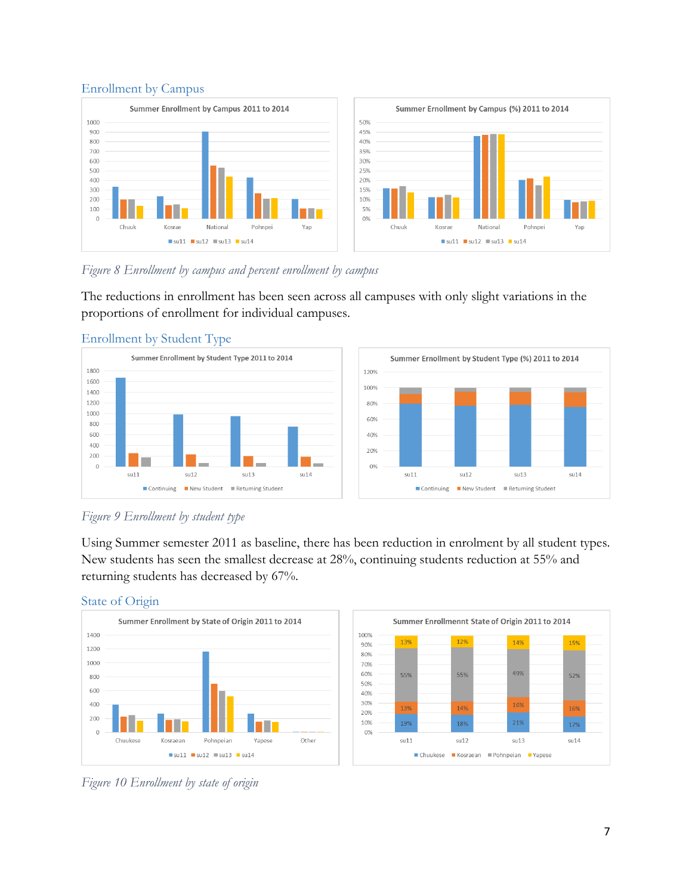## Enrollment by Campus

Summer Enrollment by Campus 2011 to 2014

1000
900
800
700
600
500
400
300
200
100
0

Chuuk Kosrae National Pohnpei Yap

su11 su12 su13 su14

Summer Enrollment by Campus (%) 2011 to 2014

50%
45%
40%
35%
30%
25%
20%
15%
10%
5%
0%

Chuuk Kosrae National Pohnpei Yap

su11 su12 su13 su14

*Figure 8 Enrollment by campus and percent enrollment by campus*

The reductions in enrollment has been seen across all campuses with only slight variations in the proportions of enrollment for individual campuses.

## Enrollment by Student Type

Summer Enrollment by Student Type 2011 to 2014

1800
1600
1400
1200
1000
800
600
400
200
0

su11 su12 su13 su14

Continuing New Student Returning Student

Summer Enrollment by Student Type (%) 2011 to 2014

120%
100%
80%
60%
40%
20%
0%

su11 su12 su13 su14

Continuing New Student Returning Student

*Figure 9 Enrollment by student type*

Using Summer semester 2011 as baseline, there has been reduction in enrolment by all student types. New students has seen the smallest decrease at 28%, continuing students reduction at 55% and returning students has decreased by 67%.

## State of Origin

Summer Enrollment by State of Origin 2011 to 2014

1400
1200
1000
800
600
400
200
0

Chuukese Kosraean Pohnpeian Yapese Other

su11 su12 su13 su14

Summer Enrollmennt State of Origin 2011 to 2014

100%
90%
80%
70%
60%
50%
40%
30%
20%
10%
0%

su11: 13% 55% 13% 19%
su12: 12% 55% 14% 18%
su13: 14% 49% 16% 21%
su14: 15% 52% 16% 17%

Chuukese Kosraean Pohnpeian Yapese

*Figure 10 Enrollment by state of origin*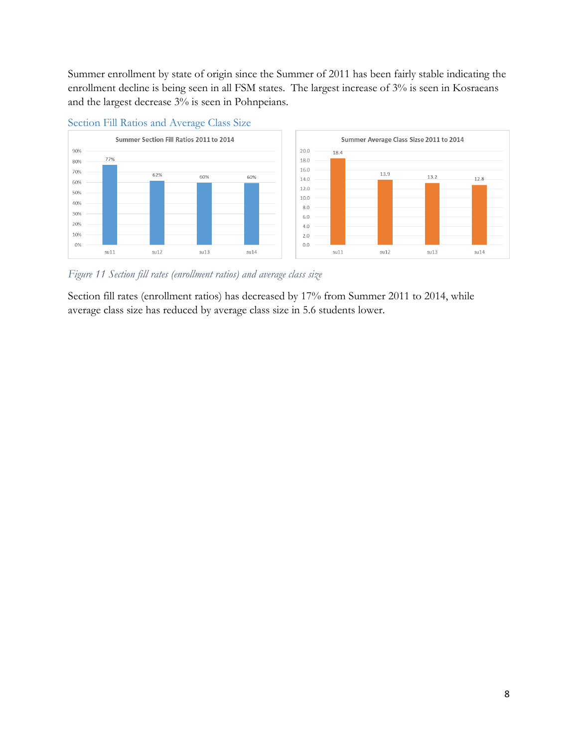Summer enrollment by state of origin since the Summer of 2011 has been fairly stable indicating the enrollment decline is being seen in all FSM states. The largest increase of 3% is seen in Kosraeans and the largest decrease 3% is seen in Pohnpeians.

## Section Fill Ratios and Average Class Size

Summer Section Fill Ratios 2011 to 2014

90%
80%
70%
60%
50%
40%
30%
20%
10%
0%

77%
62%
60%
60%

su11
su12
su13
su14

Summer Average Class Sizse 2011 to 2014

20.0
18.0
16.0
14.0
12.0
10.0
8.0
6.0
4.0
2.0
0.0

18.4
13.9
13.2
12.8

su11
su12
su13
su14

*Figure 11 Section fill rates (enrollment ratios) and average class size*

Section fill rates (enrollment ratios) has decreased by 17% from Summer 2011 to 2014, while average class size has reduced by average class size in 5.6 students lower.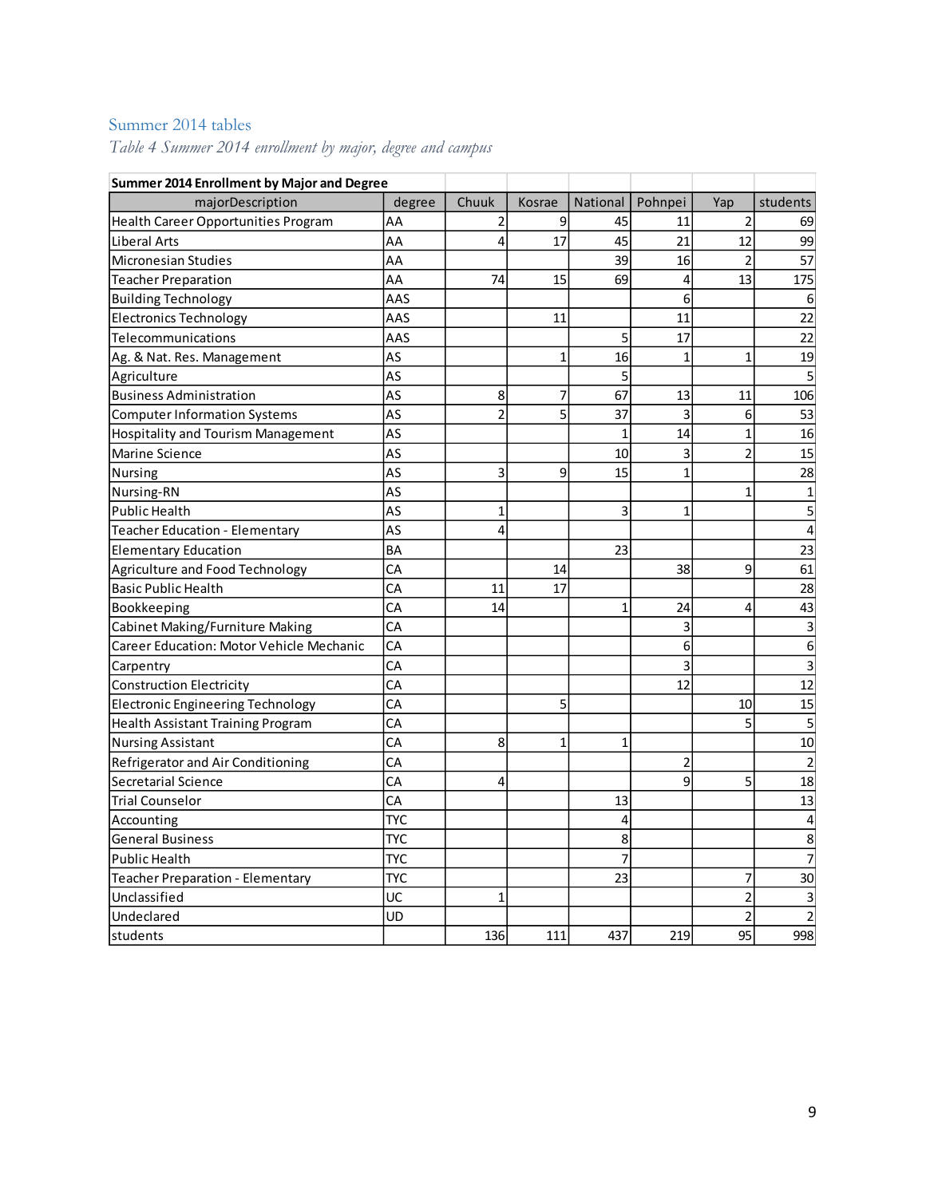## Summary 2014 tables

*Table 4 Summer 2014 enrollment by major, degree and campus*

| Summer 2014 Enrollment by Major and Degree | | | | | | | |
|---|---|---|---|---|---|---|---|
| majorDescription | degree | Chuuk | Kosrae | National | Pohnpei | Yap | students |
| Health Career Opportunities Program | AA | 2 | 9 | 45 | 11 | 2 | 69 |
| Liberal Arts | AA | 4 | 17 | 45 | 21 | 12 | 99 |
| Micronesian Studies | AA | | | 39 | 16 | 2 | 57 |
| Teacher Preparation | AA | 74 | 15 | 69 | 4 | 13 | 175 |
| Building Technology | AAS | | | | 6 | | 6 |
| Electronics Technology | AAS | | 11 | | 11 | | 22 |
| Telecommunications | AAS | | | 5 | 17 | | 22 |
| Ag. & Nat. Res. Management | AS | | 1 | 16 | 1 | 1 | 19 |
| Agriculture | AS | | | 5 | | | 5 |
| Business Administration | AS | 8 | 7 | 67 | 13 | 11 | 106 |
| Computer Information Systems | AS | 2 | 5 | 37 | 3 | 6 | 53 |
| Hospitality and Tourism Management | AS | | | 1 | 14 | 1 | 16 |
| Marine Science | AS | | | 10 | 3 | 2 | 15 |
| Nursing | AS | 3 | 9 | 15 | 1 | | 28 |
| Nursing-RN | AS | | | | | 1 | 1 |
| Public Health | AS | 1 | | 3 | 1 | | 5 |
| Teacher Education - Elementary | AS | 4 | | | | | 4 |
| Elementary Education | BA | | | 23 | | | 23 |
| Agriculture and Food Technology | CA | | 14 | | 38 | 9 | 61 |
| Basic Public Health | CA | 11 | 17 | | | | 28 |
| Bookkeeping | CA | 14 | | 1 | 24 | 4 | 43 |
| Cabinet Making/Furniture Making | CA | | | | 3 | | 3 |
| Career Education: Motor Vehicle Mechanic | CA | | | | 6 | | 6 |
| Carpentry | CA | | | | 3 | | 3 |
| Construction Electricity | CA | | | | 12 | | 12 |
| Electronic Engineering Technology | CA | | 5 | | | 10 | 15 |
| Health Assistant Training Program | CA | | | | | 5 | 5 |
| Nursing Assistant | CA | 8 | 1 | 1 | | | 10 |
| Refrigerator and Air Conditioning | CA | | | | 2 | | 2 |
| Secretarial Science | CA | 4 | | | 9 | 5 | 18 |
| Trial Counselor | CA | | | 13 | | | 13 |
| Accounting | TYC | | | 4 | | | 4 |
| General Business | TYC | | | 8 | | | 8 |
| Public Health | TYC | | | 7 | | | 7 |
| Teacher Preparation - Elementary | TYC | | | 23 | | 7 | 30 |
| Unclassified | UC | 1 | | | | 2 | 3 |
| Undeclared | UD | | | | | 2 | 2 |
| students | | 136 | 111 | 437 | 219 | 95 | 998 |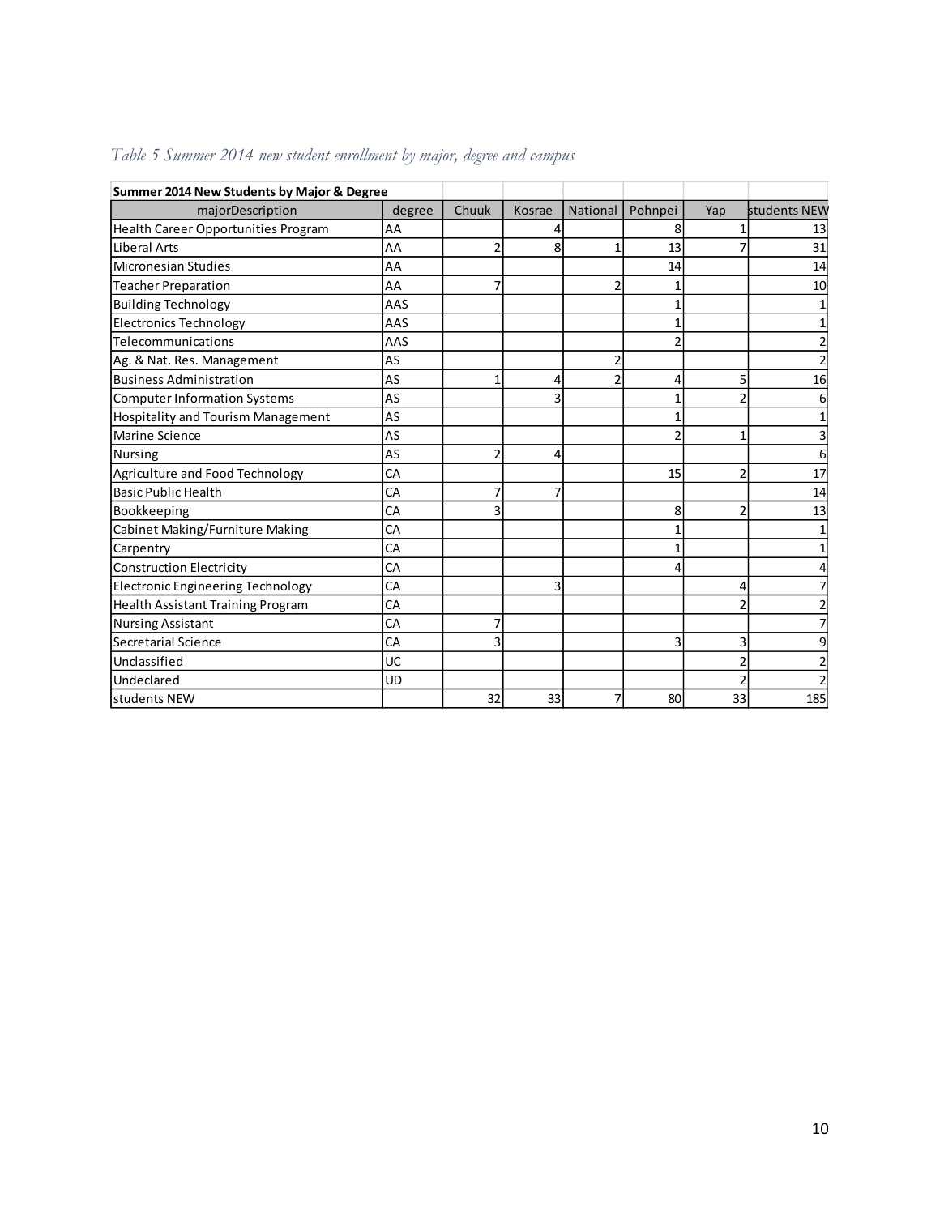*Table 5 Summer 2014 new student enrollment by major, degree and campus*

| Summer 2014 New Students by Major & Degree | | | | | | | |
|---|---|---|---|---|---|---|---|
| majorDescription | degree | Chuuk | Kosrae | National | Pohnpei | Yap | students NEW |
| Health Career Opportunities Program | AA | | 4 | | 8 | 1 | 13 |
| Liberal Arts | AA | 2 | 8 | 1 | 13 | 7 | 31 |
| Micronesian Studies | AA | | | | 14 | | 14 |
| Teacher Preparation | AA | 7 | | 2 | 1 | | 10 |
| Building Technology | AAS | | | | 1 | | 1 |
| Electronics Technology | AAS | | | | 1 | | 1 |
| Telecommunications | AAS | | | | 2 | | 2 |
| Ag. & Nat. Res. Management | AS | | | 2 | | | 2 |
| Business Administration | AS | 1 | 4 | 2 | 4 | 5 | 16 |
| Computer Information Systems | AS | | 3 | | 1 | 2 | 6 |
| Hospitality and Tourism Management | AS | | | | 1 | | 1 |
| Marine Science | AS | | | | 2 | 1 | 3 |
| Nursing | AS | 2 | 4 | | | | 6 |
| Agriculture and Food Technology | CA | | | | 15 | 2 | 17 |
| Basic Public Health | CA | 7 | 7 | | | | 14 |
| Bookkeeping | CA | 3 | | | 8 | 2 | 13 |
| Cabinet Making/Furniture Making | CA | | | | 1 | | 1 |
| Carpentry | CA | | | | 1 | | 1 |
| Construction Electricity | CA | | | | 4 | | 4 |
| Electronic Engineering Technology | CA | | 3 | | | 4 | 7 |
| Health Assistant Training Program | CA | | | | | 2 | 2 |
| Nursing Assistant | CA | 7 | | | | | 7 |
| Secretarial Science | CA | 3 | | | 3 | 3 | 9 |
| Unclassified | UC | | | | | 2 | 2 |
| Undeclared | UD | | | | | 2 | 2 |
| students NEW | | 32 | 33 | 7 | 80 | 33 | 185 |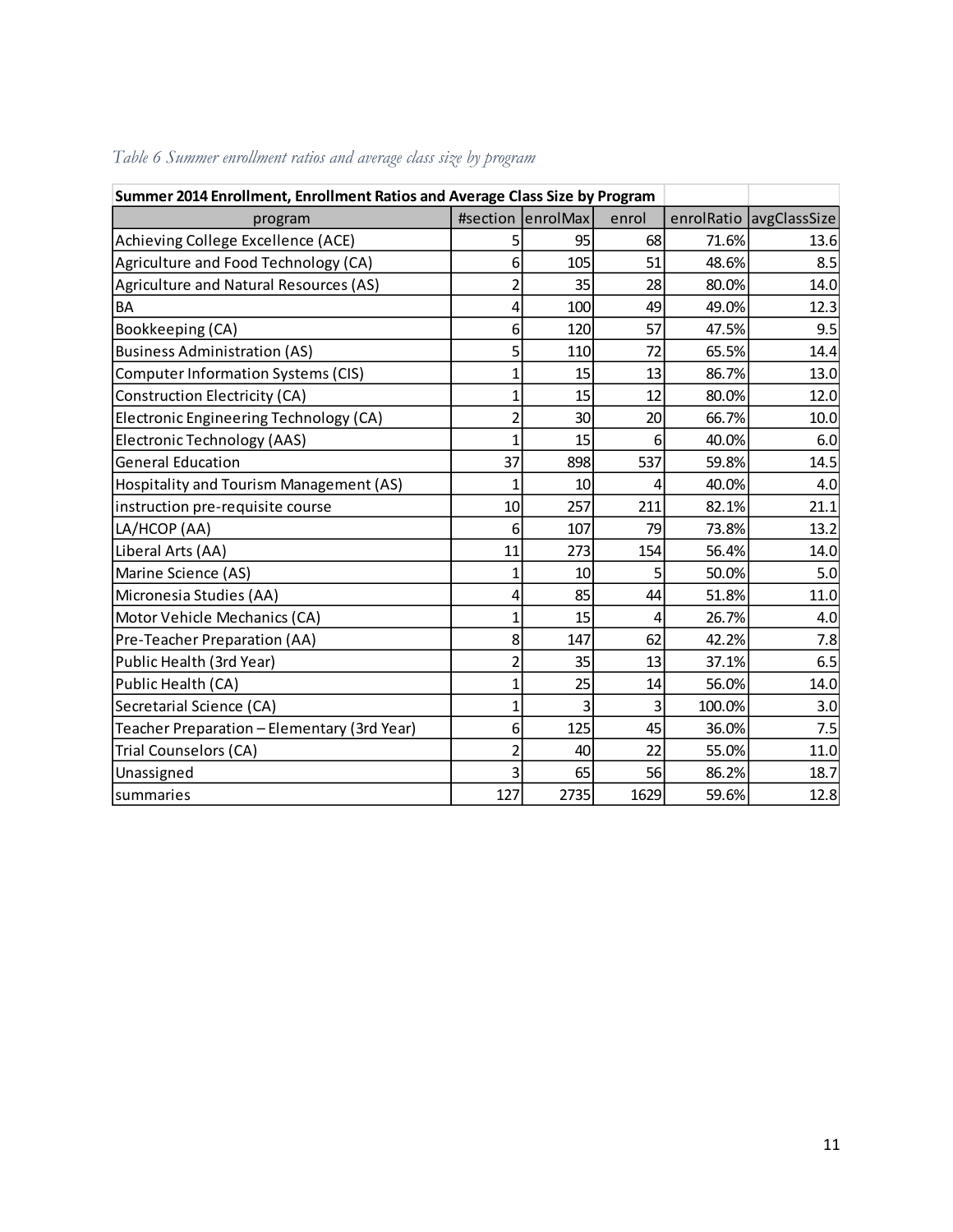*Table 6 Summer enrollment ratios and average class size by program*

| Summer 2014 Enrollment, Enrollment Ratios and Average Class Size by Program | | | | | |
|---|---|---|---|---|---|
| program | #section | enrolMax | enrol | enrolRatio | avgClassSize |
| Achieving College Excellence (ACE) | 5 | 95 | 68 | 71.6% | 13.6 |
| Agriculture and Food Technology (CA) | 6 | 105 | 51 | 48.6% | 8.5 |
| Agriculture and Natural Resources (AS) | 2 | 35 | 28 | 80.0% | 14.0 |
| BA | 4 | 100 | 49 | 49.0% | 12.3 |
| Bookkeeping (CA) | 6 | 120 | 57 | 47.5% | 9.5 |
| Business Administration (AS) | 5 | 110 | 72 | 65.5% | 14.4 |
| Computer Information Systems (CIS) | 1 | 15 | 13 | 86.7% | 13.0 |
| Construction Electricity (CA) | 1 | 15 | 12 | 80.0% | 12.0 |
| Electronic Engineering Technology (CA) | 2 | 30 | 20 | 66.7% | 10.0 |
| Electronic Technology (AAS) | 1 | 15 | 6 | 40.0% | 6.0 |
| General Education | 37 | 898 | 537 | 59.8% | 14.5 |
| Hospitality and Tourism Management (AS) | 1 | 10 | 4 | 40.0% | 4.0 |
| instruction pre-requisite course | 10 | 257 | 211 | 82.1% | 21.1 |
| LA/HCOP (AA) | 6 | 107 | 79 | 73.8% | 13.2 |
| Liberal Arts (AA) | 11 | 273 | 154 | 56.4% | 14.0 |
| Marine Science (AS) | 1 | 10 | 5 | 50.0% | 5.0 |
| Micronesia Studies (AA) | 4 | 85 | 44 | 51.8% | 11.0 |
| Motor Vehicle Mechanics (CA) | 1 | 15 | 4 | 26.7% | 4.0 |
| Pre-Teacher Preparation (AA) | 8 | 147 | 62 | 42.2% | 7.8 |
| Public Health (3rd Year) | 2 | 35 | 13 | 37.1% | 6.5 |
| Public Health (CA) | 1 | 25 | 14 | 56.0% | 14.0 |
| Secretarial Science (CA) | 1 | 3 | 3 | 100.0% | 3.0 |
| Teacher Preparation – Elementary (3rd Year) | 6 | 125 | 45 | 36.0% | 7.5 |
| Trial Counselors (CA) | 2 | 40 | 22 | 55.0% | 11.0 |
| Unassigned | 3 | 65 | 56 | 86.2% | 18.7 |
| summaries | 127 | 2735 | 1629 | 59.6% | 12.8 |